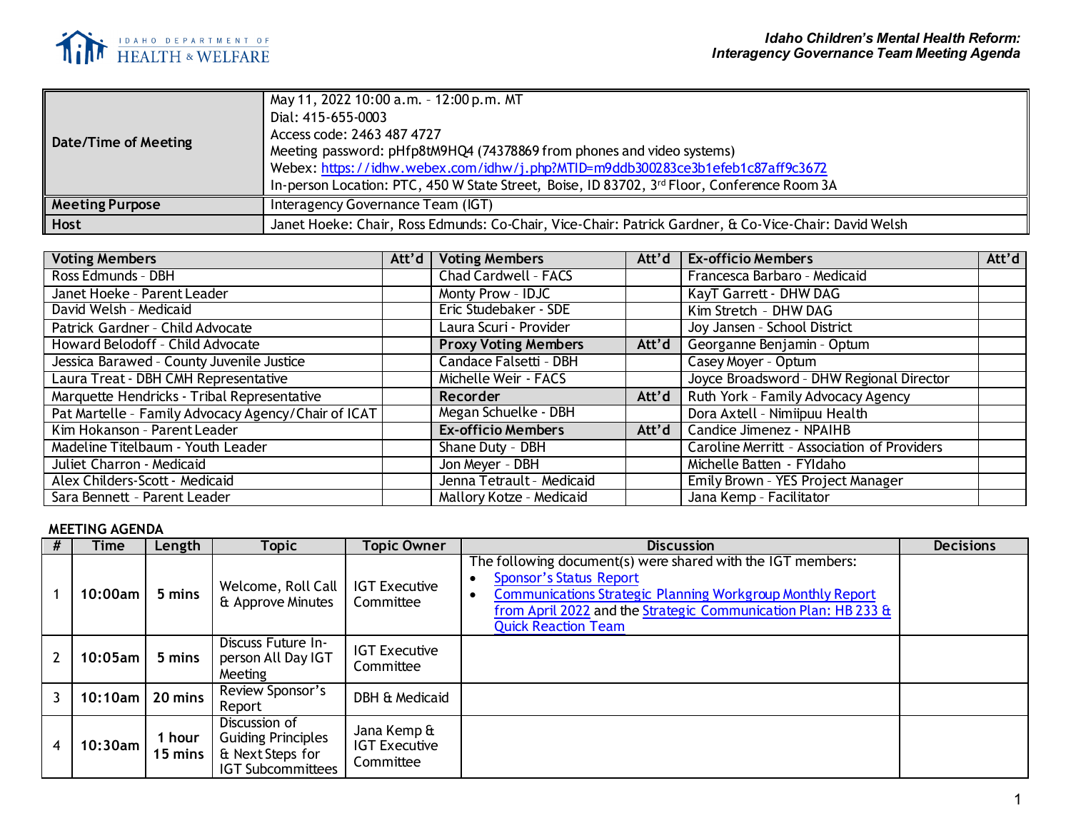**Idaho Children's Mental Health Reform:**
**Interagency Governance Team Meeting Agenda**

| | |
|---|---|
| **Date/Time of Meeting** | May 11, 2022 10:00 a.m. – 12:00 p.m. MT<br>Dial: 415-655-0003<br>Access code: 2463 487 4727<br>Meeting password: pHfp8tM9HQ4 (74378869 from phones and video systems)<br>Webex: [https://idhw.webex.com/idhw/j.php?MTID=m9ddb300283ce3b1efeb1c87aff9c3672](https://idhw.webex.com/idhw/j.php?MTID=m9ddb300283ce3b1efeb1c87aff9c3672)<br>In-person Location: PTC, 450 W State Street, Boise, ID 83702, 3rd Floor, Conference Room 3A |
| **Meeting Purpose** | Interagency Governance Team (IGT) |
| **Host** | Janet Hoeke: Chair, Ross Edmunds: Co-Chair, Vice-Chair: Patrick Gardner, & Co-Vice-Chair: David Welsh |

| Voting Members | Att'd | Voting Members | Att'd | Ex-officio Members | Att'd |
|---|---|---|---|---|---|
| Ross Edmunds - DBH | | Chad Cardwell - FACS | | Francesca Barbaro - Medicaid | |
| Janet Hoeke - Parent Leader | | Monty Prow - IDJC | | KayT Garrett - DHW DAG | |
| David Welsh - Medicaid | | Eric Studebaker - SDE | | Kim Stretch - DHW DAG | |
| Patrick Gardner - Child Advocate | | Laura Scuri - Provider | | Joy Jansen - School District | |
| Howard Belodoff - Child Advocate | | **Proxy Voting Members** | **Att'd** | Georganne Benjamin - Optum | |
| Jessica Barawed - County Juvenile Justice | | Candace Falsetti - DBH | | Casey Moyer - Optum | |
| Laura Treat - DBH CMH Representative | | Michelle Weir - FACS | | Joyce Broadsword - DHW Regional Director | |
| Marquette Hendricks - Tribal Representative | | **Recorder** | **Att'd** | Ruth York - Family Advocacy Agency | |
| Pat Martelle - Family Advocacy Agency/Chair of ICAT | | Megan Schuelke - DBH | | Dora Axtell - Nimiipuu Health | |
| Kim Hokanson - Parent Leader | | **Ex-officio Members** | **Att'd** | Candice Jimenez - NPAIHB | |
| Madeline Titelbaum - Youth Leader | | Shane Duty - DBH | | Caroline Merritt - Association of Providers | |
| Juliet Charron - Medicaid | | Jon Meyer - DBH | | Michelle Batten - FYIdaho | |
| Alex Childers-Scott - Medicaid | | Jenna Tetrault - Medicaid | | Emily Brown - YES Project Manager | |
| Sara Bennett - Parent Leader | | Mallory Kotze - Medicaid | | Jana Kemp - Facilitator | |

**MEETING AGENDA**

| # | Time | Length | Topic | Topic Owner | Discussion | Decisions |
|---|---|---|---|---|---|---|
| 1 | 10:00am | 5 mins | Welcome, Roll Call & Approve Minutes | IGT Executive Committee | The following document(s) were shared with the IGT members:<br>• Sponsor's Status Report<br>• Communications Strategic Planning Workgroup Monthly Report from April 2022 and the Strategic Communication Plan: HB 233 & Quick Reaction Team | |
| 2 | 10:05am | 5 mins | Discuss Future In-person All Day IGT Meeting | IGT Executive Committee | | |
| 3 | 10:10am | 20 mins | Review Sponsor's Report | DBH & Medicaid | | |
| 4 | 10:30am | 1 hour 15 mins | Discussion of Guiding Principles & Next Steps for IGT Subcommittees | Jana Kemp & IGT Executive Committee | | |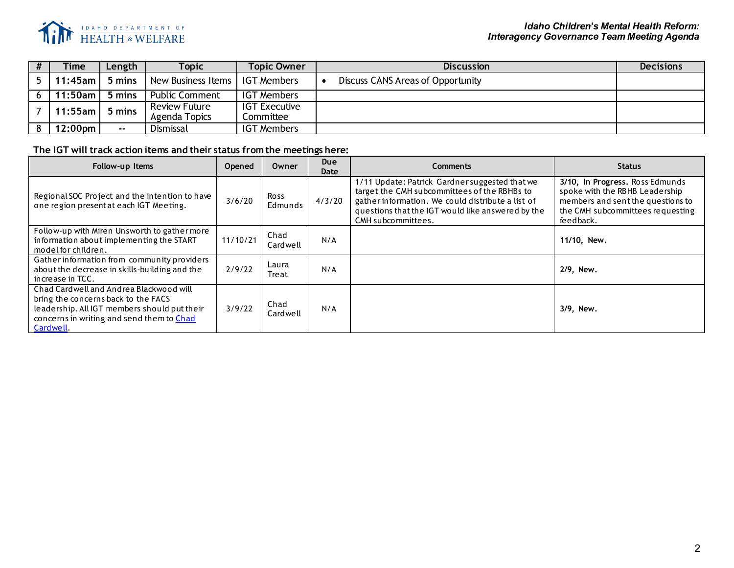| # | Time | Length | Topic | Topic Owner | Discussion | Decisions |
|---|---|---|---|---|---|---|
| 5 | 11:45am | 5 mins | New Business Items | IGT Members | • Discuss CANS Areas of Opportunity | |
| 6 | 11:50am | 5 mins | Public Comment | IGT Members | | |
| 7 | 11:55am | 5 mins | Review Future Agenda Topics | IGT Executive Committee | | |
| 8 | 12:00pm | -- | Dismissal | IGT Members | | |

**The IGT will track action items and their status from the meetings here:**

| Follow-up Items | Opened | Owner | Due Date | Comments | Status |
|---|---|---|---|---|---|
| Regional SOC Project and the intention to have one region present at each IGT Meeting. | 3/6/20 | Ross Edmunds | 4/3/20 | 1/11 Update: Patrick Gardner suggested that we target the CMH subcommittees of the RBHBs to gather information. We could distribute a list of questions that the IGT would like answered by the CMH subcommittees. | **3/10, In Progress.** Ross Edmunds spoke with the RBHB Leadership members and sent the questions to the CMH subcommittees requesting feedback. |
| Follow-up with Miren Unsworth to gather more information about implementing the START model for children. | 11/10/21 | Chad Cardwell | N/A | | **11/10, New.** |
| Gather information from community providers about the decrease in skills-building and the increase in TCC. | 2/9/22 | Laura Treat | N/A | | **2/9, New.** |
| Chad Cardwell and Andrea Blackwood will bring the concerns back to the FACS leadership. All IGT members should put their concerns in writing and send them to Chad Cardwell. | 3/9/22 | Chad Cardwell | N/A | | **3/9, New.** |